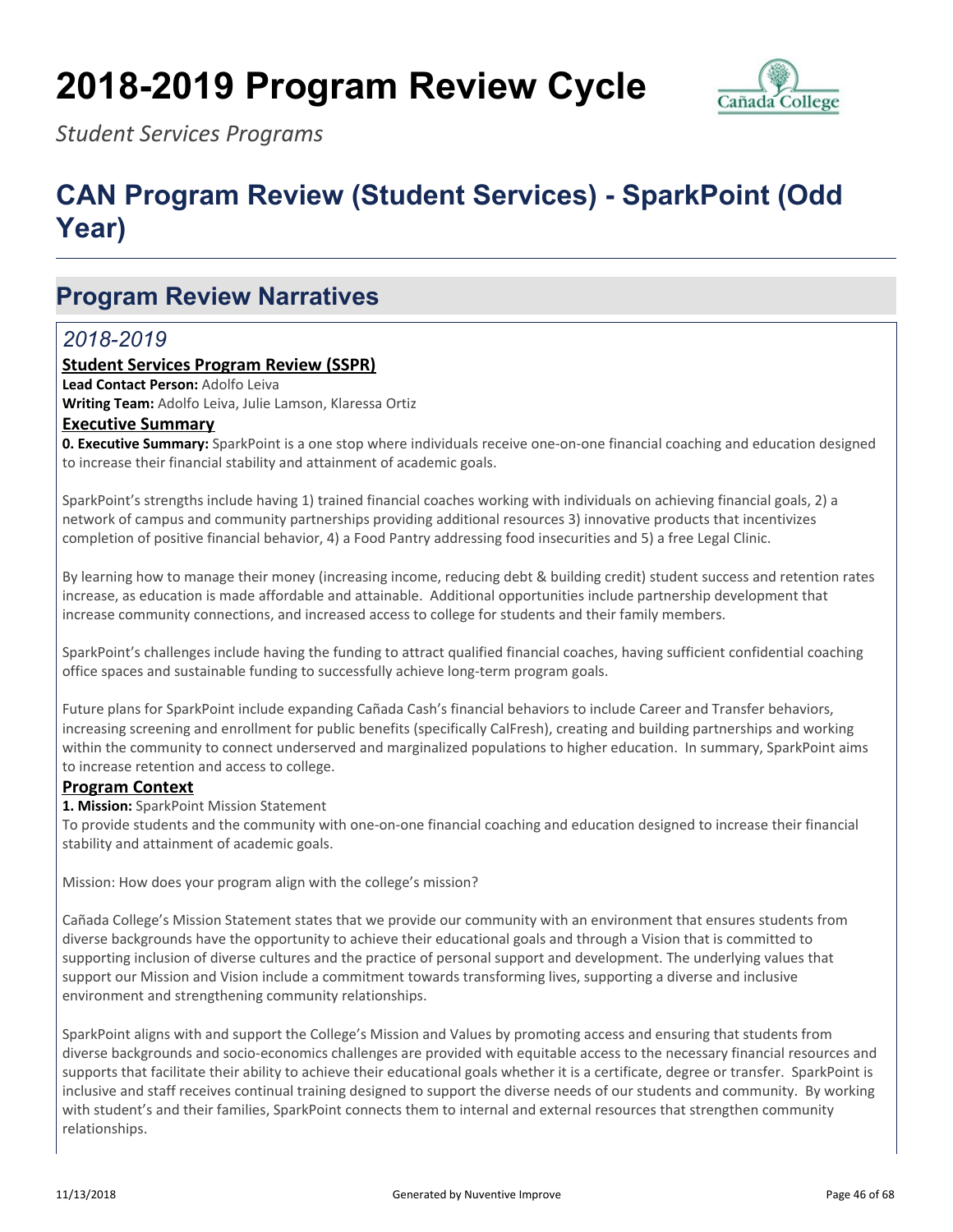# 2018-2019 Program Review Cycle

*Student Services Programs*

# CAN Program Review (Student Services) - SparkPoint (Odd Year)

## Program Review Narratives

### *2018-2019*

**Student Services Program Review (SSPR)**

**Lead Contact Person:** Adolfo Leiva

**Writing Team:** Adolfo Leiva, Julie Lamson, Klaressa Ortiz

**Executive Summary**

**0. Executive Summary:** SparkPoint is a one stop where individuals receive one-on-one financial coaching and education designed to increase their financial stability and attainment of academic goals.

SparkPoint's strengths include having 1) trained financial coaches working with individuals on achieving financial goals, 2) a network of campus and community partnerships providing additional resources 3) innovative products that incentivizes completion of positive financial behavior, 4) a Food Pantry addressing food insecurities and 5) a free Legal Clinic.

By learning how to manage their money (increasing income, reducing debt & building credit) student success and retention rates increase, as education is made affordable and attainable. Additional opportunities include partnership development that increase community connections, and increased access to college for students and their family members.

SparkPoint's challenges include having the funding to attract qualified financial coaches, having sufficient confidential coaching office spaces and sustainable funding to successfully achieve long-term program goals.

Future plans for SparkPoint include expanding Cañada Cash's financial behaviors to include Career and Transfer behaviors, increasing screening and enrollment for public benefits (specifically CalFresh), creating and building partnerships and working within the community to connect underserved and marginalized populations to higher education. In summary, SparkPoint aims to increase retention and access to college.

**Program Context**

**1. Mission:** SparkPoint Mission Statement

To provide students and the community with one-on-one financial coaching and education designed to increase their financial stability and attainment of academic goals.

Mission: How does your program align with the college's mission?

Cañada College's Mission Statement states that we provide our community with an environment that ensures students from diverse backgrounds have the opportunity to achieve their educational goals and through a Vision that is committed to supporting inclusion of diverse cultures and the practice of personal support and development. The underlying values that support our Mission and Vision include a commitment towards transforming lives, supporting a diverse and inclusive environment and strengthening community relationships.

SparkPoint aligns with and support the College's Mission and Values by promoting access and ensuring that students from diverse backgrounds and socio-economics challenges are provided with equitable access to the necessary financial resources and supports that facilitate their ability to achieve their educational goals whether it is a certificate, degree or transfer. SparkPoint is inclusive and staff receives continual training designed to support the diverse needs of our students and community. By working with student's and their families, SparkPoint connects them to internal and external resources that strengthen community relationships.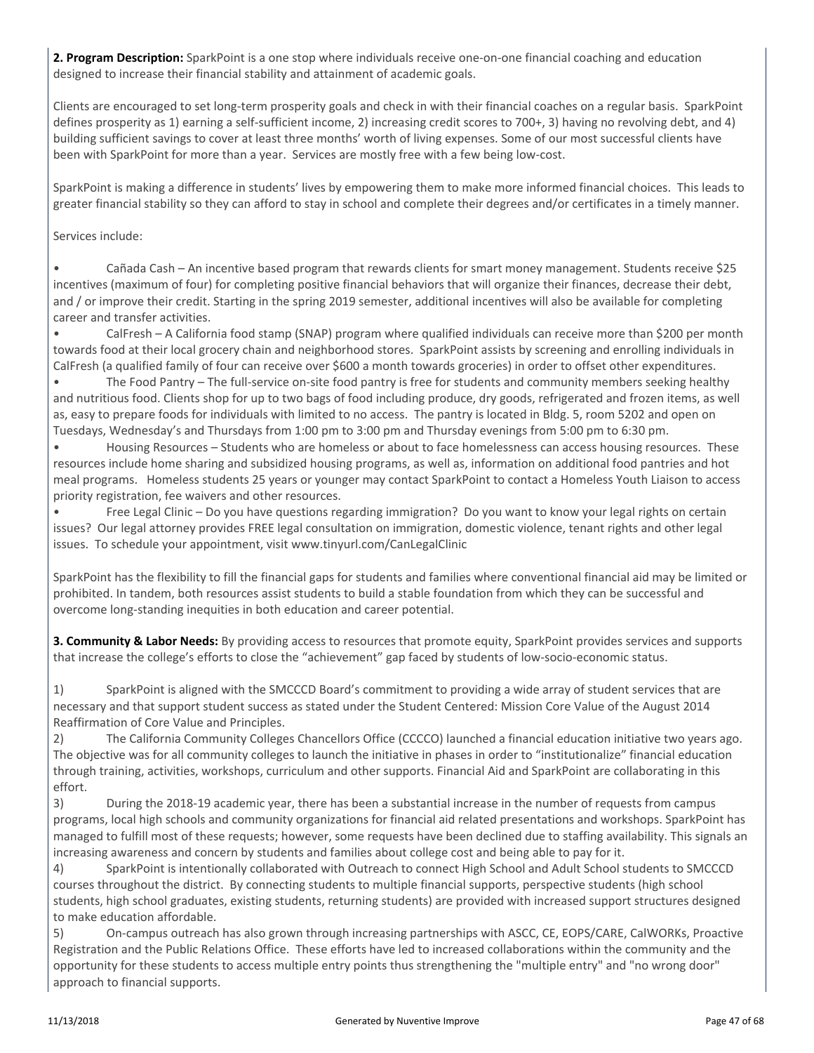**2. Program Description:** SparkPoint is a one stop where individuals receive one-on-one financial coaching and education designed to increase their financial stability and attainment of academic goals.

Clients are encouraged to set long-term prosperity goals and check in with their financial coaches on a regular basis. SparkPoint defines prosperity as 1) earning a self-sufficient income, 2) increasing credit scores to 700+, 3) having no revolving debt, and 4) building sufficient savings to cover at least three months' worth of living expenses. Some of our most successful clients have been with SparkPoint for more than a year. Services are mostly free with a few being low-cost.

SparkPoint is making a difference in students' lives by empowering them to make more informed financial choices. This leads to greater financial stability so they can afford to stay in school and complete their degrees and/or certificates in a timely manner.

Services include:

- Cañada Cash – An incentive based program that rewards clients for smart money management. Students receive $25 incentives (maximum of four) for completing positive financial behaviors that will organize their finances, decrease their debt, and / or improve their credit. Starting in the spring 2019 semester, additional incentives will also be available for completing career and transfer activities.
- CalFresh – A California food stamp (SNAP) program where qualified individuals can receive more than $200 per month towards food at their local grocery chain and neighborhood stores. SparkPoint assists by screening and enrolling individuals in CalFresh (a qualified family of four can receive over $600 a month towards groceries) in order to offset other expenditures.
- The Food Pantry – The full-service on-site food pantry is free for students and community members seeking healthy and nutritious food. Clients shop for up to two bags of food including produce, dry goods, refrigerated and frozen items, as well as, easy to prepare foods for individuals with limited to no access. The pantry is located in Bldg. 5, room 5202 and open on Tuesdays, Wednesday's and Thursdays from 1:00 pm to 3:00 pm and Thursday evenings from 5:00 pm to 6:30 pm.
- Housing Resources – Students who are homeless or about to face homelessness can access housing resources. These resources include home sharing and subsidized housing programs, as well as, information on additional food pantries and hot meal programs. Homeless students 25 years or younger may contact SparkPoint to contact a Homeless Youth Liaison to access priority registration, fee waivers and other resources.
- Free Legal Clinic – Do you have questions regarding immigration? Do you want to know your legal rights on certain issues? Our legal attorney provides FREE legal consultation on immigration, domestic violence, tenant rights and other legal issues. To schedule your appointment, visit www.tinyurl.com/CanLegalClinic

SparkPoint has the flexibility to fill the financial gaps for students and families where conventional financial aid may be limited or prohibited. In tandem, both resources assist students to build a stable foundation from which they can be successful and overcome long-standing inequities in both education and career potential.

**3. Community & Labor Needs:** By providing access to resources that promote equity, SparkPoint provides services and supports that increase the college's efforts to close the "achievement" gap faced by students of low-socio-economic status.

1) SparkPoint is aligned with the SMCCCD Board's commitment to providing a wide array of student services that are necessary and that support student success as stated under the Student Centered: Mission Core Value of the August 2014 Reaffirmation of Core Value and Principles.

2) The California Community Colleges Chancellors Office (CCCCO) launched a financial education initiative two years ago. The objective was for all community colleges to launch the initiative in phases in order to "institutionalize" financial education through training, activities, workshops, curriculum and other supports. Financial Aid and SparkPoint are collaborating in this effort.

3) During the 2018-19 academic year, there has been a substantial increase in the number of requests from campus programs, local high schools and community organizations for financial aid related presentations and workshops. SparkPoint has managed to fulfill most of these requests; however, some requests have been declined due to staffing availability. This signals an increasing awareness and concern by students and families about college cost and being able to pay for it.

4) SparkPoint is intentionally collaborated with Outreach to connect High School and Adult School students to SMCCCD courses throughout the district. By connecting students to multiple financial supports, perspective students (high school students, high school graduates, existing students, returning students) are provided with increased support structures designed to make education affordable.

5) On-campus outreach has also grown through increasing partnerships with ASCC, CE, EOPS/CARE, CalWORKs, Proactive Registration and the Public Relations Office. These efforts have led to increased collaborations within the community and the opportunity for these students to access multiple entry points thus strengthening the "multiple entry" and "no wrong door" approach to financial supports.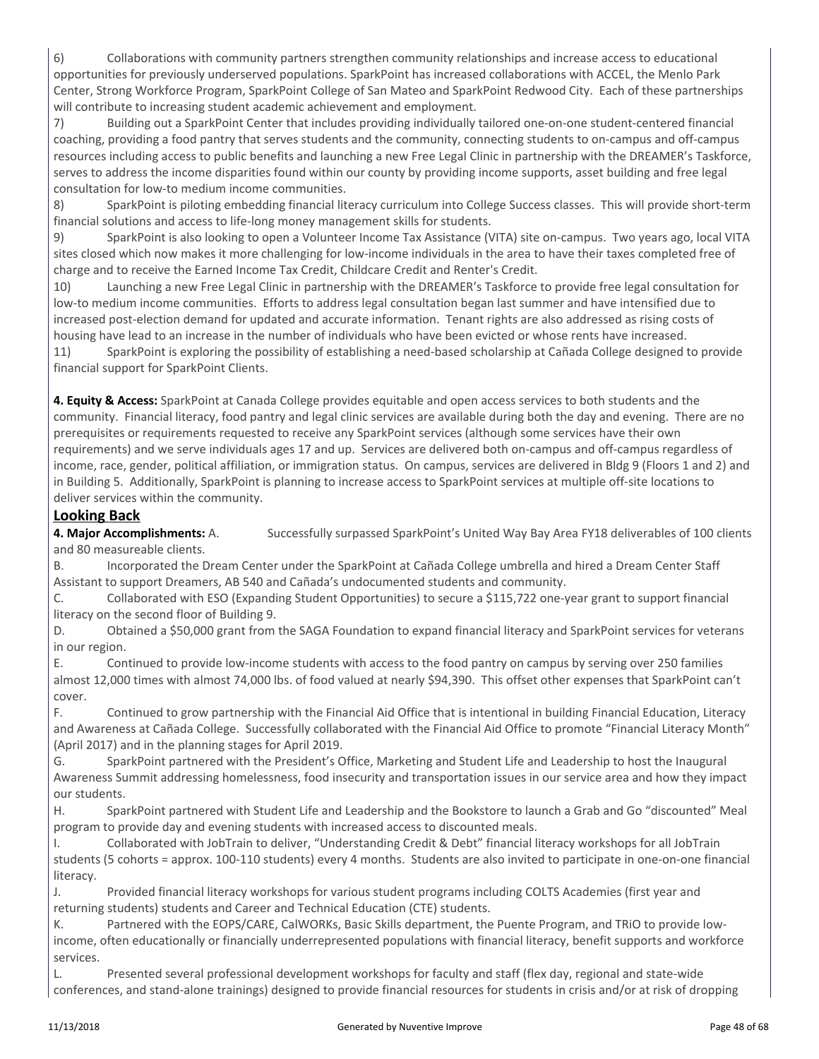6) Collaborations with community partners strengthen community relationships and increase access to educational opportunities for previously underserved populations. SparkPoint has increased collaborations with ACCEL, the Menlo Park Center, Strong Workforce Program, SparkPoint College of San Mateo and SparkPoint Redwood City. Each of these partnerships will contribute to increasing student academic achievement and employment.

7) Building out a SparkPoint Center that includes providing individually tailored one-on-one student-centered financial coaching, providing a food pantry that serves students and the community, connecting students to on-campus and off-campus resources including access to public benefits and launching a new Free Legal Clinic in partnership with the DREAMER's Taskforce, serves to address the income disparities found within our county by providing income supports, asset building and free legal consultation for low-to medium income communities.

8) SparkPoint is piloting embedding financial literacy curriculum into College Success classes. This will provide short-term financial solutions and access to life-long money management skills for students.

9) SparkPoint is also looking to open a Volunteer Income Tax Assistance (VITA) site on-campus. Two years ago, local VITA sites closed which now makes it more challenging for low-income individuals in the area to have their taxes completed free of charge and to receive the Earned Income Tax Credit, Childcare Credit and Renter's Credit.

10) Launching a new Free Legal Clinic in partnership with the DREAMER's Taskforce to provide free legal consultation for low-to medium income communities. Efforts to address legal consultation began last summer and have intensified due to increased post-election demand for updated and accurate information. Tenant rights are also addressed as rising costs of housing have lead to an increase in the number of individuals who have been evicted or whose rents have increased.

11) SparkPoint is exploring the possibility of establishing a need-based scholarship at Cañada College designed to provide financial support for SparkPoint Clients.

**4. Equity & Access:** SparkPoint at Canada College provides equitable and open access services to both students and the community. Financial literacy, food pantry and legal clinic services are available during both the day and evening. There are no prerequisites or requirements requested to receive any SparkPoint services (although some services have their own requirements) and we serve individuals ages 17 and up. Services are delivered both on-campus and off-campus regardless of income, race, gender, political affiliation, or immigration status. On campus, services are delivered in Bldg 9 (Floors 1 and 2) and in Building 5. Additionally, SparkPoint is planning to increase access to SparkPoint services at multiple off-site locations to deliver services within the community.

## Looking Back

**4. Major Accomplishments:** A. Successfully surpassed SparkPoint's United Way Bay Area FY18 deliverables of 100 clients and 80 measureable clients.

B. Incorporated the Dream Center under the SparkPoint at Cañada College umbrella and hired a Dream Center Staff Assistant to support Dreamers, AB 540 and Cañada's undocumented students and community.

C. Collaborated with ESO (Expanding Student Opportunities) to secure a $115,722 one-year grant to support financial literacy on the second floor of Building 9.

D. Obtained a $50,000 grant from the SAGA Foundation to expand financial literacy and SparkPoint services for veterans in our region.

E. Continued to provide low-income students with access to the food pantry on campus by serving over 250 families almost 12,000 times with almost 74,000 lbs. of food valued at nearly $94,390. This offset other expenses that SparkPoint can't cover.

F. Continued to grow partnership with the Financial Aid Office that is intentional in building Financial Education, Literacy and Awareness at Cañada College. Successfully collaborated with the Financial Aid Office to promote "Financial Literacy Month" (April 2017) and in the planning stages for April 2019.

G. SparkPoint partnered with the President's Office, Marketing and Student Life and Leadership to host the Inaugural Awareness Summit addressing homelessness, food insecurity and transportation issues in our service area and how they impact our students.

H. SparkPoint partnered with Student Life and Leadership and the Bookstore to launch a Grab and Go "discounted" Meal program to provide day and evening students with increased access to discounted meals.

I. Collaborated with JobTrain to deliver, "Understanding Credit & Debt" financial literacy workshops for all JobTrain students (5 cohorts = approx. 100-110 students) every 4 months. Students are also invited to participate in one-on-one financial literacy.

J. Provided financial literacy workshops for various student programs including COLTS Academies (first year and returning students) students and Career and Technical Education (CTE) students.

K. Partnered with the EOPS/CARE, CalWORKs, Basic Skills department, the Puente Program, and TRiO to provide low-income, often educationally or financially underrepresented populations with financial literacy, benefit supports and workforce services.

L. Presented several professional development workshops for faculty and staff (flex day, regional and state-wide conferences, and stand-alone trainings) designed to provide financial resources for students in crisis and/or at risk of dropping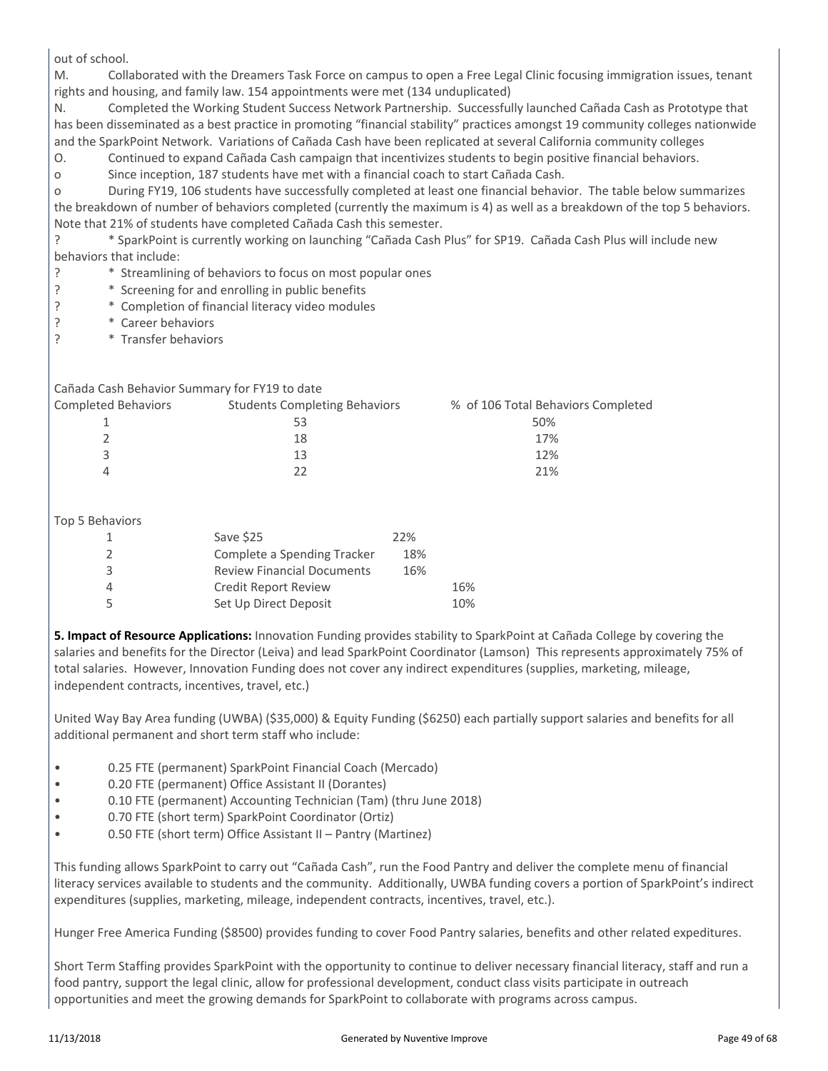out of school.

M. Collaborated with the Dreamers Task Force on campus to open a Free Legal Clinic focusing immigration issues, tenant rights and housing, and family law. 154 appointments were met (134 unduplicated)

N. Completed the Working Student Success Network Partnership. Successfully launched Cañada Cash as Prototype that has been disseminated as a best practice in promoting "financial stability" practices amongst 19 community colleges nationwide and the SparkPoint Network. Variations of Cañada Cash have been replicated at several California community colleges

O. Continued to expand Cañada Cash campaign that incentivizes students to begin positive financial behaviors.

o Since inception, 187 students have met with a financial coach to start Cañada Cash.

o During FY19, 106 students have successfully completed at least one financial behavior. The table below summarizes the breakdown of number of behaviors completed (currently the maximum is 4) as well as a breakdown of the top 5 behaviors. Note that 21% of students have completed Cañada Cash this semester.

? * SparkPoint is currently working on launching "Cañada Cash Plus" for SP19. Cañada Cash Plus will include new behaviors that include:

? * Streamlining of behaviors to focus on most popular ones

? * Screening for and enrolling in public benefits

? * Completion of financial literacy video modules

? * Career behaviors

? * Transfer behaviors

Cañada Cash Behavior Summary for FY19 to date

| Completed Behaviors | Students Completing Behaviors | % of 106 Total Behaviors Completed |
|---|---|---|
| 1 | 53 | 50% |
| 2 | 18 | 17% |
| 3 | 13 | 12% |
| 4 | 22 | 21% |

Top 5 Behaviors

| | | |
|---|---|---|
| 1 | Save $25 | 22% |
| 2 | Complete a Spending Tracker | 18% |
| 3 | Review Financial Documents | 16% |
| 4 | Credit Report Review | 16% |
| 5 | Set Up Direct Deposit | 10% |

**5. Impact of Resource Applications:** Innovation Funding provides stability to SparkPoint at Cañada College by covering the salaries and benefits for the Director (Leiva) and lead SparkPoint Coordinator (Lamson) This represents approximately 75% of total salaries. However, Innovation Funding does not cover any indirect expenditures (supplies, marketing, mileage, independent contracts, incentives, travel, etc.)

United Way Bay Area funding (UWBA) ($35,000) & Equity Funding ($6250) each partially support salaries and benefits for all additional permanent and short term staff who include:

- 0.25 FTE (permanent) SparkPoint Financial Coach (Mercado)
- 0.20 FTE (permanent) Office Assistant II (Dorantes)
- 0.10 FTE (permanent) Accounting Technician (Tam) (thru June 2018)
- 0.70 FTE (short term) SparkPoint Coordinator (Ortiz)
- 0.50 FTE (short term) Office Assistant II – Pantry (Martinez)

This funding allows SparkPoint to carry out "Cañada Cash", run the Food Pantry and deliver the complete menu of financial literacy services available to students and the community. Additionally, UWBA funding covers a portion of SparkPoint's indirect expenditures (supplies, marketing, mileage, independent contracts, incentives, travel, etc.).

Hunger Free America Funding ($8500) provides funding to cover Food Pantry salaries, benefits and other related expeditures.

Short Term Staffing provides SparkPoint with the opportunity to continue to deliver necessary financial literacy, staff and run a food pantry, support the legal clinic, allow for professional development, conduct class visits participate in outreach opportunities and meet the growing demands for SparkPoint to collaborate with programs across campus.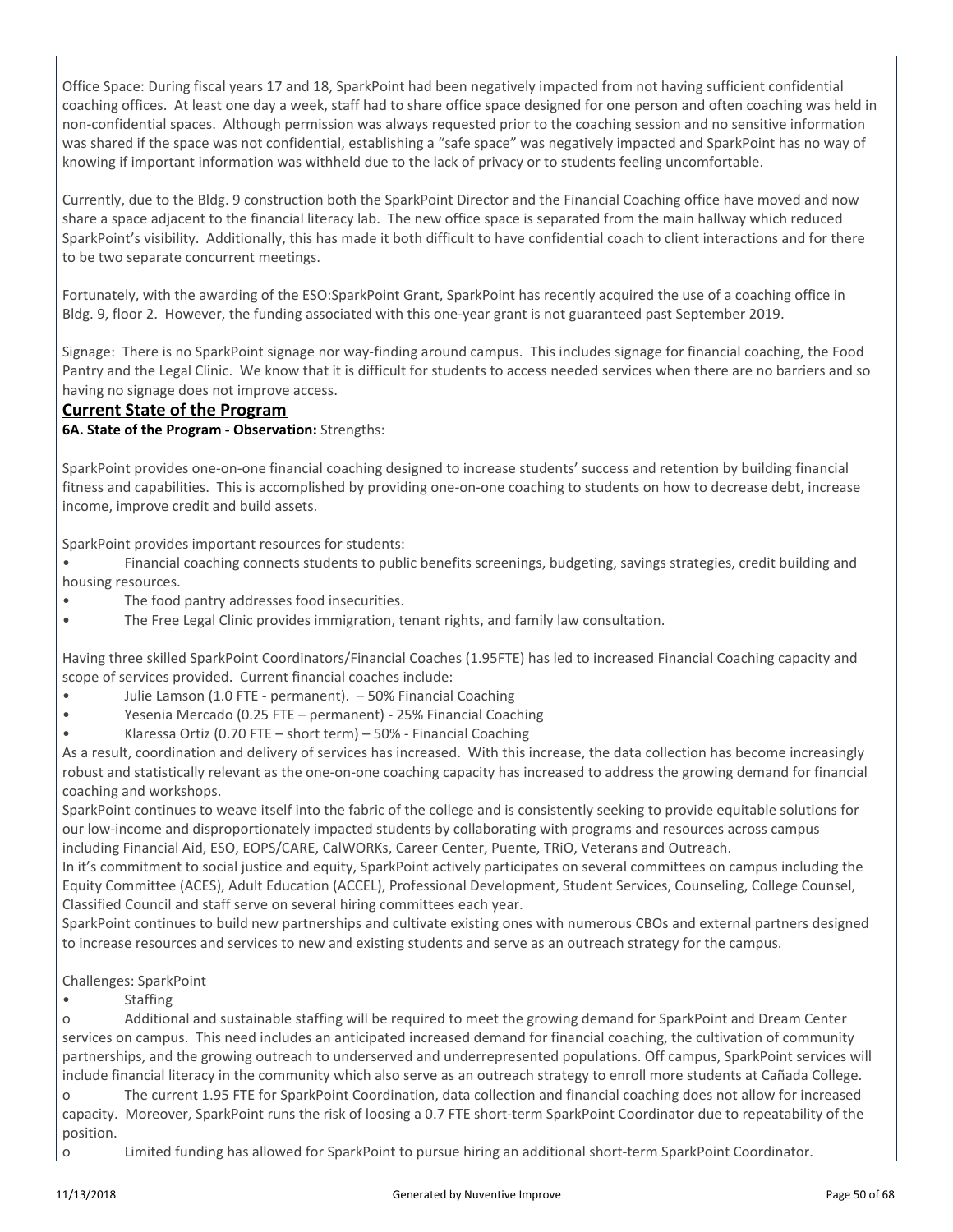Office Space: During fiscal years 17 and 18, SparkPoint had been negatively impacted from not having sufficient confidential coaching offices. At least one day a week, staff had to share office space designed for one person and often coaching was held in non-confidential spaces. Although permission was always requested prior to the coaching session and no sensitive information was shared if the space was not confidential, establishing a "safe space" was negatively impacted and SparkPoint has no way of knowing if important information was withheld due to the lack of privacy or to students feeling uncomfortable.

Currently, due to the Bldg. 9 construction both the SparkPoint Director and the Financial Coaching office have moved and now share a space adjacent to the financial literacy lab. The new office space is separated from the main hallway which reduced SparkPoint's visibility. Additionally, this has made it both difficult to have confidential coach to client interactions and for there to be two separate concurrent meetings.

Fortunately, with the awarding of the ESO:SparkPoint Grant, SparkPoint has recently acquired the use of a coaching office in Bldg. 9, floor 2. However, the funding associated with this one-year grant is not guaranteed past September 2019.

Signage: There is no SparkPoint signage nor way-finding around campus. This includes signage for financial coaching, the Food Pantry and the Legal Clinic. We know that it is difficult for students to access needed services when there are no barriers and so having no signage does not improve access.

## Current State of the Program

**6A. State of the Program - Observation:** Strengths:

SparkPoint provides one-on-one financial coaching designed to increase students' success and retention by building financial fitness and capabilities. This is accomplished by providing one-on-one coaching to students on how to decrease debt, increase income, improve credit and build assets.

SparkPoint provides important resources for students:

- Financial coaching connects students to public benefits screenings, budgeting, savings strategies, credit building and housing resources.
- The food pantry addresses food insecurities.
- The Free Legal Clinic provides immigration, tenant rights, and family law consultation.

Having three skilled SparkPoint Coordinators/Financial Coaches (1.95FTE) has led to increased Financial Coaching capacity and scope of services provided. Current financial coaches include:

- Julie Lamson (1.0 FTE - permanent). – 50% Financial Coaching
- Yesenia Mercado (0.25 FTE – permanent) - 25% Financial Coaching
- Klaressa Ortiz (0.70 FTE – short term) – 50% - Financial Coaching

As a result, coordination and delivery of services has increased. With this increase, the data collection has become increasingly robust and statistically relevant as the one-on-one coaching capacity has increased to address the growing demand for financial coaching and workshops.

SparkPoint continues to weave itself into the fabric of the college and is consistently seeking to provide equitable solutions for our low-income and disproportionately impacted students by collaborating with programs and resources across campus including Financial Aid, ESO, EOPS/CARE, CalWORKs, Career Center, Puente, TRiO, Veterans and Outreach.

In it's commitment to social justice and equity, SparkPoint actively participates on several committees on campus including the Equity Committee (ACES), Adult Education (ACCEL), Professional Development, Student Services, Counseling, College Counsel, Classified Council and staff serve on several hiring committees each year.

SparkPoint continues to build new partnerships and cultivate existing ones with numerous CBOs and external partners designed to increase resources and services to new and existing students and serve as an outreach strategy for the campus.

Challenges: SparkPoint

- Staffing
  - Additional and sustainable staffing will be required to meet the growing demand for SparkPoint and Dream Center services on campus. This need includes an anticipated increased demand for financial coaching, the cultivation of community partnerships, and the growing outreach to underserved and underrepresented populations. Off campus, SparkPoint services will include financial literacy in the community which also serve as an outreach strategy to enroll more students at Cañada College.
  - The current 1.95 FTE for SparkPoint Coordination, data collection and financial coaching does not allow for increased capacity. Moreover, SparkPoint runs the risk of loosing a 0.7 FTE short-term SparkPoint Coordinator due to repeatability of the position.
  - Limited funding has allowed for SparkPoint to pursue hiring an additional short-term SparkPoint Coordinator.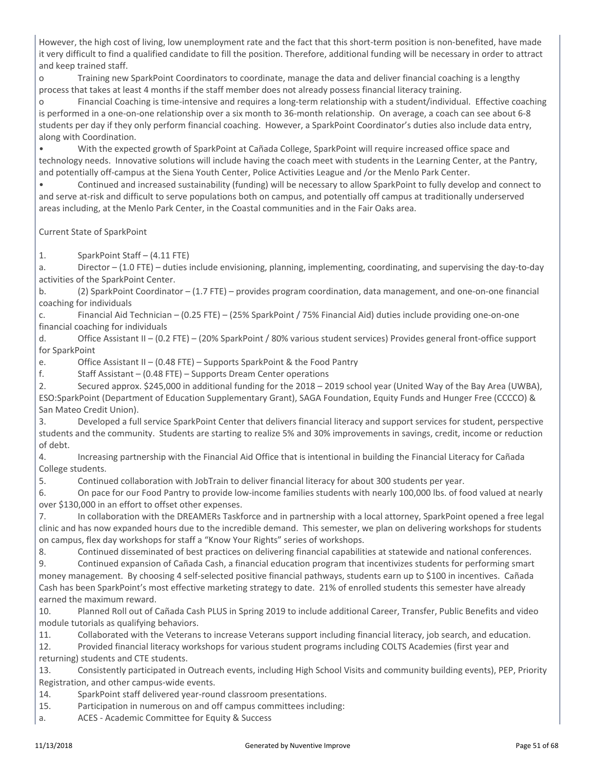However, the high cost of living, low unemployment rate and the fact that this short-term position is non-benefited, have made it very difficult to find a qualified candidate to fill the position. Therefore, additional funding will be necessary in order to attract and keep trained staff.

o Training new SparkPoint Coordinators to coordinate, manage the data and deliver financial coaching is a lengthy process that takes at least 4 months if the staff member does not already possess financial literacy training.

o Financial Coaching is time-intensive and requires a long-term relationship with a student/individual. Effective coaching is performed in a one-on-one relationship over a six month to 36-month relationship. On average, a coach can see about 6-8 students per day if they only perform financial coaching. However, a SparkPoint Coordinator's duties also include data entry, along with Coordination.

• With the expected growth of SparkPoint at Cañada College, SparkPoint will require increased office space and technology needs. Innovative solutions will include having the coach meet with students in the Learning Center, at the Pantry, and potentially off-campus at the Siena Youth Center, Police Activities League and /or the Menlo Park Center.

• Continued and increased sustainability (funding) will be necessary to allow SparkPoint to fully develop and connect to and serve at-risk and difficult to serve populations both on campus, and potentially off campus at traditionally underserved areas including, at the Menlo Park Center, in the Coastal communities and in the Fair Oaks area.

Current State of SparkPoint

1. SparkPoint Staff – (4.11 FTE)
   a. Director – (1.0 FTE) – duties include envisioning, planning, implementing, coordinating, and supervising the day-to-day activities of the SparkPoint Center.
   b. (2) SparkPoint Coordinator – (1.7 FTE) – provides program coordination, data management, and one-on-one financial coaching for individuals
   c. Financial Aid Technician – (0.25 FTE) – (25% SparkPoint / 75% Financial Aid) duties include providing one-on-one financial coaching for individuals
   d. Office Assistant II – (0.2 FTE) – (20% SparkPoint / 80% various student services) Provides general front-office support for SparkPoint
   e. Office Assistant II – (0.48 FTE) – Supports SparkPoint & the Food Pantry
   f. Staff Assistant – (0.48 FTE) – Supports Dream Center operations
2. Secured approx. $245,000 in additional funding for the 2018 – 2019 school year (United Way of the Bay Area (UWBA), ESO:SparkPoint (Department of Education Supplementary Grant), SAGA Foundation, Equity Funds and Hunger Free (CCCCO) & San Mateo Credit Union).
3. Developed a full service SparkPoint Center that delivers financial literacy and support services for student, perspective students and the community. Students are starting to realize 5% and 30% improvements in savings, credit, income or reduction of debt.
4. Increasing partnership with the Financial Aid Office that is intentional in building the Financial Literacy for Cañada College students.
5. Continued collaboration with JobTrain to deliver financial literacy for about 300 students per year.
6. On pace for our Food Pantry to provide low-income families students with nearly 100,000 lbs. of food valued at nearly over $130,000 in an effort to offset other expenses.
7. In collaboration with the DREAMERs Taskforce and in partnership with a local attorney, SparkPoint opened a free legal clinic and has now expanded hours due to the incredible demand. This semester, we plan on delivering workshops for students on campus, flex day workshops for staff a "Know Your Rights" series of workshops.
8. Continued disseminated of best practices on delivering financial capabilities at statewide and national conferences.
9. Continued expansion of Cañada Cash, a financial education program that incentivizes students for performing smart money management. By choosing 4 self-selected positive financial pathways, students earn up to $100 in incentives. Cañada Cash has been SparkPoint's most effective marketing strategy to date. 21% of enrolled students this semester have already earned the maximum reward.
10. Planned Roll out of Cañada Cash PLUS in Spring 2019 to include additional Career, Transfer, Public Benefits and video module tutorials as qualifying behaviors.
11. Collaborated with the Veterans to increase Veterans support including financial literacy, job search, and education.
12. Provided financial literacy workshops for various student programs including COLTS Academies (first year and returning) students and CTE students.
13. Consistently participated in Outreach events, including High School Visits and community building events), PEP, Priority Registration, and other campus-wide events.
14. SparkPoint staff delivered year-round classroom presentations.
15. Participation in numerous on and off campus committees including:
   a. ACES - Academic Committee for Equity & Success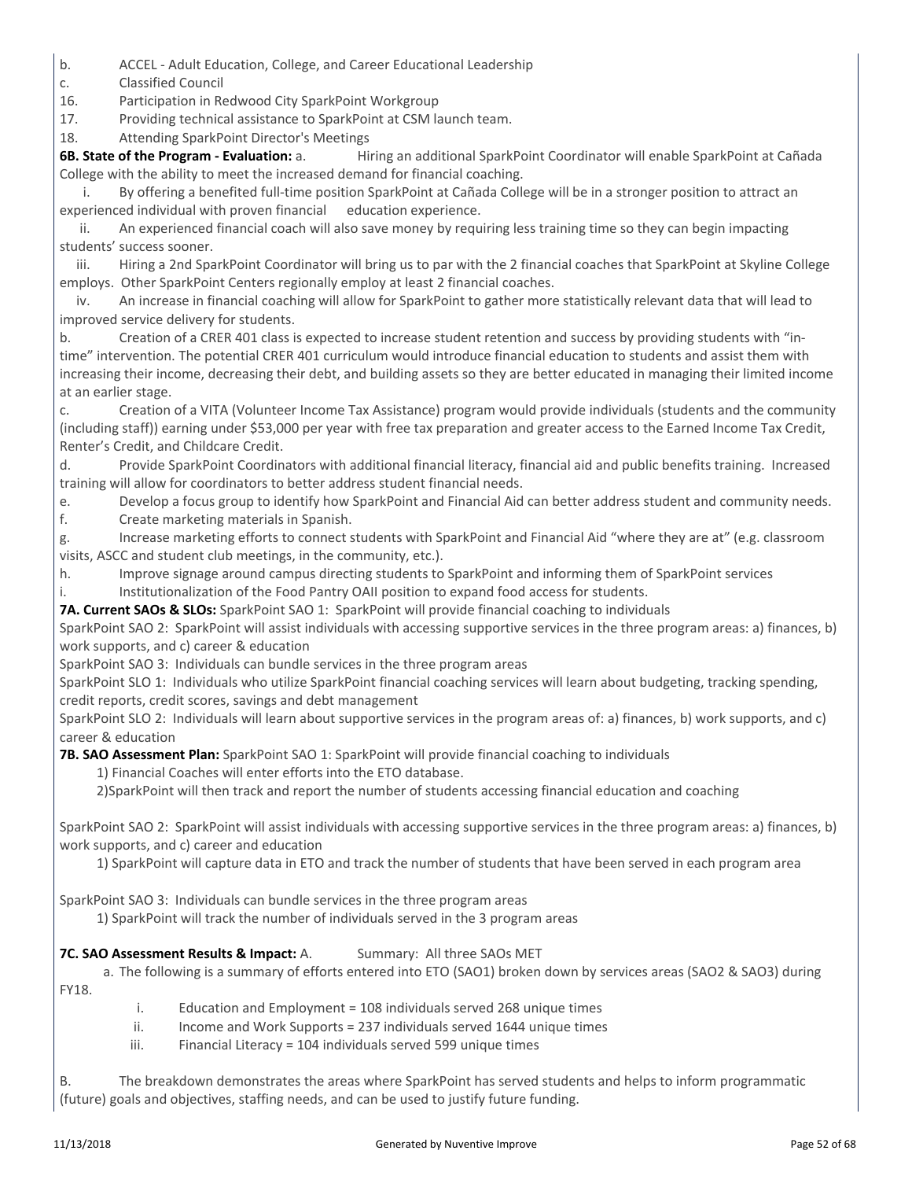b. ACCEL - Adult Education, College, and Career Educational Leadership

c. Classified Council

16. Participation in Redwood City SparkPoint Workgroup

17. Providing technical assistance to SparkPoint at CSM launch team.

18. Attending SparkPoint Director's Meetings

**6B. State of the Program - Evaluation:** a. Hiring an additional SparkPoint Coordinator will enable SparkPoint at Cañada College with the ability to meet the increased demand for financial coaching.

i. By offering a benefited full-time position SparkPoint at Cañada College will be in a stronger position to attract an experienced individual with proven financial education experience.

ii. An experienced financial coach will also save money by requiring less training time so they can begin impacting students' success sooner.

iii. Hiring a 2nd SparkPoint Coordinator will bring us to par with the 2 financial coaches that SparkPoint at Skyline College employs. Other SparkPoint Centers regionally employ at least 2 financial coaches.

iv. An increase in financial coaching will allow for SparkPoint to gather more statistically relevant data that will lead to improved service delivery for students.

b. Creation of a CRER 401 class is expected to increase student retention and success by providing students with "in-time" intervention. The potential CRER 401 curriculum would introduce financial education to students and assist them with increasing their income, decreasing their debt, and building assets so they are better educated in managing their limited income at an earlier stage.

c. Creation of a VITA (Volunteer Income Tax Assistance) program would provide individuals (students and the community (including staff)) earning under $53,000 per year with free tax preparation and greater access to the Earned Income Tax Credit, Renter's Credit, and Childcare Credit.

d. Provide SparkPoint Coordinators with additional financial literacy, financial aid and public benefits training. Increased training will allow for coordinators to better address student financial needs.

e. Develop a focus group to identify how SparkPoint and Financial Aid can better address student and community needs.

f. Create marketing materials in Spanish.

g. Increase marketing efforts to connect students with SparkPoint and Financial Aid "where they are at" (e.g. classroom visits, ASCC and student club meetings, in the community, etc.).

h. Improve signage around campus directing students to SparkPoint and informing them of SparkPoint services

i. Institutionalization of the Food Pantry OAII position to expand food access for students.

**7A. Current SAOs & SLOs:** SparkPoint SAO 1: SparkPoint will provide financial coaching to individuals

SparkPoint SAO 2: SparkPoint will assist individuals with accessing supportive services in the three program areas: a) finances, b) work supports, and c) career & education

SparkPoint SAO 3: Individuals can bundle services in the three program areas

SparkPoint SLO 1: Individuals who utilize SparkPoint financial coaching services will learn about budgeting, tracking spending, credit reports, credit scores, savings and debt management

SparkPoint SLO 2: Individuals will learn about supportive services in the program areas of: a) finances, b) work supports, and c) career & education

**7B. SAO Assessment Plan:** SparkPoint SAO 1: SparkPoint will provide financial coaching to individuals

1) Financial Coaches will enter efforts into the ETO database.

2)SparkPoint will then track and report the number of students accessing financial education and coaching

SparkPoint SAO 2: SparkPoint will assist individuals with accessing supportive services in the three program areas: a) finances, b) work supports, and c) career and education

1) SparkPoint will capture data in ETO and track the number of students that have been served in each program area

SparkPoint SAO 3: Individuals can bundle services in the three program areas

1) SparkPoint will track the number of individuals served in the 3 program areas

**7C. SAO Assessment Results & Impact:** A. Summary: All three SAOs MET

a. The following is a summary of efforts entered into ETO (SAO1) broken down by services areas (SAO2 & SAO3) during FY18.

i. Education and Employment = 108 individuals served 268 unique times

ii. Income and Work Supports = 237 individuals served 1644 unique times

iii. Financial Literacy = 104 individuals served 599 unique times

B. The breakdown demonstrates the areas where SparkPoint has served students and helps to inform programmatic (future) goals and objectives, staffing needs, and can be used to justify future funding.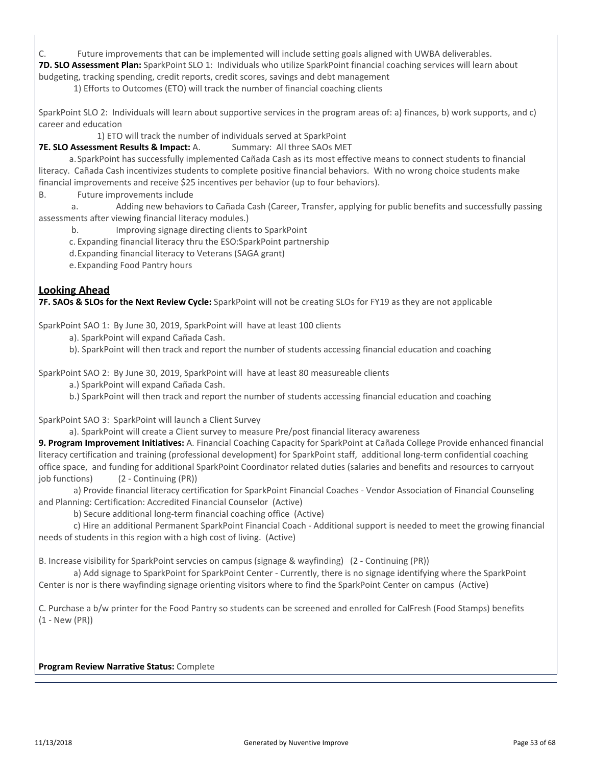C. Future improvements that can be implemented will include setting goals aligned with UWBA deliverables.

**7D. SLO Assessment Plan:** SparkPoint SLO 1: Individuals who utilize SparkPoint financial coaching services will learn about budgeting, tracking spending, credit reports, credit scores, savings and debt management

1) Efforts to Outcomes (ETO) will track the number of financial coaching clients

SparkPoint SLO 2: Individuals will learn about supportive services in the program areas of: a) finances, b) work supports, and c) career and education

1) ETO will track the number of individuals served at SparkPoint

**7E. SLO Assessment Results & Impact:** A. Summary: All three SAOs MET

a. SparkPoint has successfully implemented Cañada Cash as its most effective means to connect students to financial literacy. Cañada Cash incentivizes students to complete positive financial behaviors. With no wrong choice students make financial improvements and receive $25 incentives per behavior (up to four behaviors).

B. Future improvements include

a. Adding new behaviors to Cañada Cash (Career, Transfer, applying for public benefits and successfully passing assessments after viewing financial literacy modules.)

b. Improving signage directing clients to SparkPoint

c. Expanding financial literacy thru the ESO:SparkPoint partnership

d. Expanding financial literacy to Veterans (SAGA grant)

e. Expanding Food Pantry hours

## Looking Ahead

**7F. SAOs & SLOs for the Next Review Cycle:** SparkPoint will not be creating SLOs for FY19 as they are not applicable

SparkPoint SAO 1: By June 30, 2019, SparkPoint will have at least 100 clients

a). SparkPoint will expand Cañada Cash.

b). SparkPoint will then track and report the number of students accessing financial education and coaching

SparkPoint SAO 2: By June 30, 2019, SparkPoint will have at least 80 measureable clients

a.) SparkPoint will expand Cañada Cash.

b.) SparkPoint will then track and report the number of students accessing financial education and coaching

SparkPoint SAO 3: SparkPoint will launch a Client Survey

a). SparkPoint will create a Client survey to measure Pre/post financial literacy awareness

**9. Program Improvement Initiatives:** A. Financial Coaching Capacity for SparkPoint at Cañada College Provide enhanced financial literacy certification and training (professional development) for SparkPoint staff, additional long-term confidential coaching office space, and funding for additional SparkPoint Coordinator related duties (salaries and benefits and resources to carryout job functions) (2 - Continuing (PR))

a) Provide financial literacy certification for SparkPoint Financial Coaches - Vendor Association of Financial Counseling and Planning: Certification: Accredited Financial Counselor (Active)

b) Secure additional long-term financial coaching office (Active)

c) Hire an additional Permanent SparkPoint Financial Coach - Additional support is needed to meet the growing financial needs of students in this region with a high cost of living. (Active)

B. Increase visibility for SparkPoint servcies on campus (signage & wayfinding) (2 - Continuing (PR))

a) Add signage to SparkPoint for SparkPoint Center - Currently, there is no signage identifying where the SparkPoint Center is nor is there wayfinding signage orienting visitors where to find the SparkPoint Center on campus (Active)

C. Purchase a b/w printer for the Food Pantry so students can be screened and enrolled for CalFresh (Food Stamps) benefits (1 - New (PR))

**Program Review Narrative Status:** Complete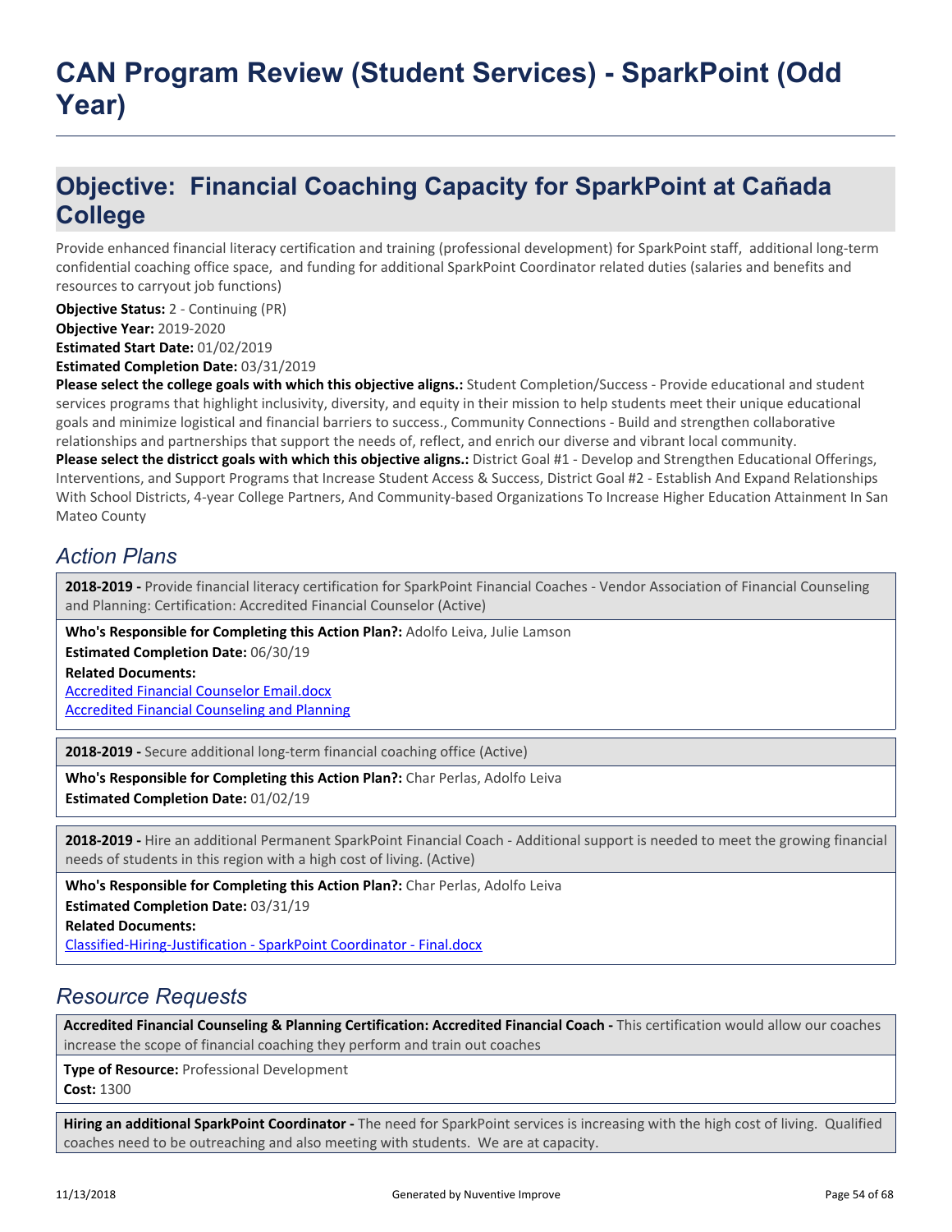# CAN Program Review (Student Services) - SparkPoint (Odd Year)

## Objective: Financial Coaching Capacity for SparkPoint at Cañada College

Provide enhanced financial literacy certification and training (professional development) for SparkPoint staff, additional long-term confidential coaching office space, and funding for additional SparkPoint Coordinator related duties (salaries and benefits and resources to carryout job functions)

**Objective Status:** 2 - Continuing (PR)
**Objective Year:** 2019-2020
**Estimated Start Date:** 01/02/2019
**Estimated Completion Date:** 03/31/2019
**Please select the college goals with which this objective aligns.:** Student Completion/Success - Provide educational and student services programs that highlight inclusivity, diversity, and equity in their mission to help students meet their unique educational goals and minimize logistical and financial barriers to success., Community Connections - Build and strengthen collaborative relationships and partnerships that support the needs of, reflect, and enrich our diverse and vibrant local community.
**Please select the districct goals with which this objective aligns.:** District Goal #1 - Develop and Strengthen Educational Offerings, Interventions, and Support Programs that Increase Student Access & Success, District Goal #2 - Establish And Expand Relationships With School Districts, 4-year College Partners, And Community-based Organizations To Increase Higher Education Attainment In San Mateo County

### *Action Plans*

**2018-2019 -** Provide financial literacy certification for SparkPoint Financial Coaches - Vendor Association of Financial Counseling and Planning: Certification: Accredited Financial Counselor (Active)

**Who's Responsible for Completing this Action Plan?:** Adolfo Leiva, Julie Lamson
**Estimated Completion Date:** 06/30/19
**Related Documents:**
Accredited Financial Counselor Email.docx
Accredited Financial Counseling and Planning

**2018-2019 -** Secure additional long-term financial coaching office (Active)

**Who's Responsible for Completing this Action Plan?:** Char Perlas, Adolfo Leiva
**Estimated Completion Date:** 01/02/19

**2018-2019 -** Hire an additional Permanent SparkPoint Financial Coach - Additional support is needed to meet the growing financial needs of students in this region with a high cost of living. (Active)

**Who's Responsible for Completing this Action Plan?:** Char Perlas, Adolfo Leiva
**Estimated Completion Date:** 03/31/19
**Related Documents:**
Classified-Hiring-Justification - SparkPoint Coordinator - Final.docx

### *Resource Requests*

**Accredited Financial Counseling & Planning Certification: Accredited Financial Coach -** This certification would allow our coaches increase the scope of financial coaching they perform and train out coaches

**Type of Resource:** Professional Development
**Cost:** 1300

**Hiring an additional SparkPoint Coordinator -** The need for SparkPoint services is increasing with the high cost of living. Qualified coaches need to be outreaching and also meeting with students. We are at capacity.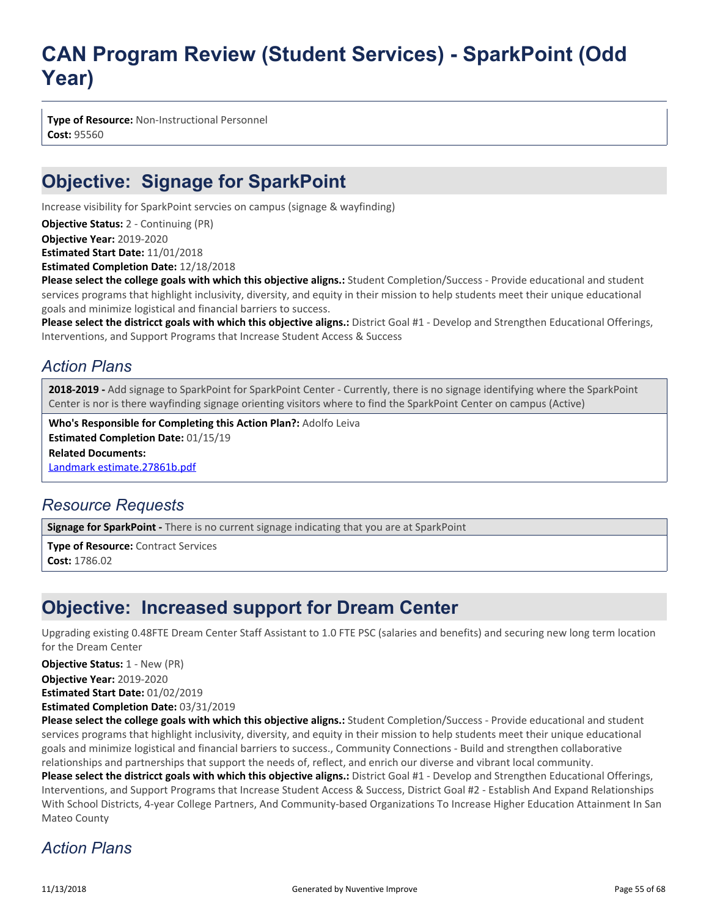# CAN Program Review (Student Services) - SparkPoint (Odd Year)

**Type of Resource:** Non-Instructional Personnel
**Cost:** 95560

## Objective:  Signage for SparkPoint

Increase visibility for SparkPoint servcies on campus (signage & wayfinding)

**Objective Status:** 2 - Continuing (PR)
**Objective Year:** 2019-2020
**Estimated Start Date:** 11/01/2018
**Estimated Completion Date:** 12/18/2018
**Please select the college goals with which this objective aligns.:** Student Completion/Success - Provide educational and student services programs that highlight inclusivity, diversity, and equity in their mission to help students meet their unique educational goals and minimize logistical and financial barriers to success.
**Please select the districct goals with which this objective aligns.:** District Goal #1 - Develop and Strengthen Educational Offerings, Interventions, and Support Programs that Increase Student Access & Success

### *Action Plans*

**2018-2019 -** Add signage to SparkPoint for SparkPoint Center - Currently, there is no signage identifying where the SparkPoint Center is nor is there wayfinding signage orienting visitors where to find the SparkPoint Center on campus (Active)

**Who's Responsible for Completing this Action Plan?:** Adolfo Leiva
**Estimated Completion Date:** 01/15/19
**Related Documents:**
Landmark estimate.27861b.pdf

### *Resource Requests*

**Signage for SparkPoint -** There is no current signage indicating that you are at SparkPoint

**Type of Resource:** Contract Services
**Cost:** 1786.02

## Objective:  Increased support for Dream Center

Upgrading existing 0.48FTE Dream Center Staff Assistant to 1.0 FTE PSC (salaries and benefits) and securing new long term location for the Dream Center

**Objective Status:** 1 - New (PR)
**Objective Year:** 2019-2020
**Estimated Start Date:** 01/02/2019
**Estimated Completion Date:** 03/31/2019
**Please select the college goals with which this objective aligns.:** Student Completion/Success - Provide educational and student services programs that highlight inclusivity, diversity, and equity in their mission to help students meet their unique educational goals and minimize logistical and financial barriers to success., Community Connections - Build and strengthen collaborative relationships and partnerships that support the needs of, reflect, and enrich our diverse and vibrant local community.
**Please select the districct goals with which this objective aligns.:** District Goal #1 - Develop and Strengthen Educational Offerings, Interventions, and Support Programs that Increase Student Access & Success, District Goal #2 - Establish And Expand Relationships With School Districts, 4-year College Partners, And Community-based Organizations To Increase Higher Education Attainment In San Mateo County

### *Action Plans*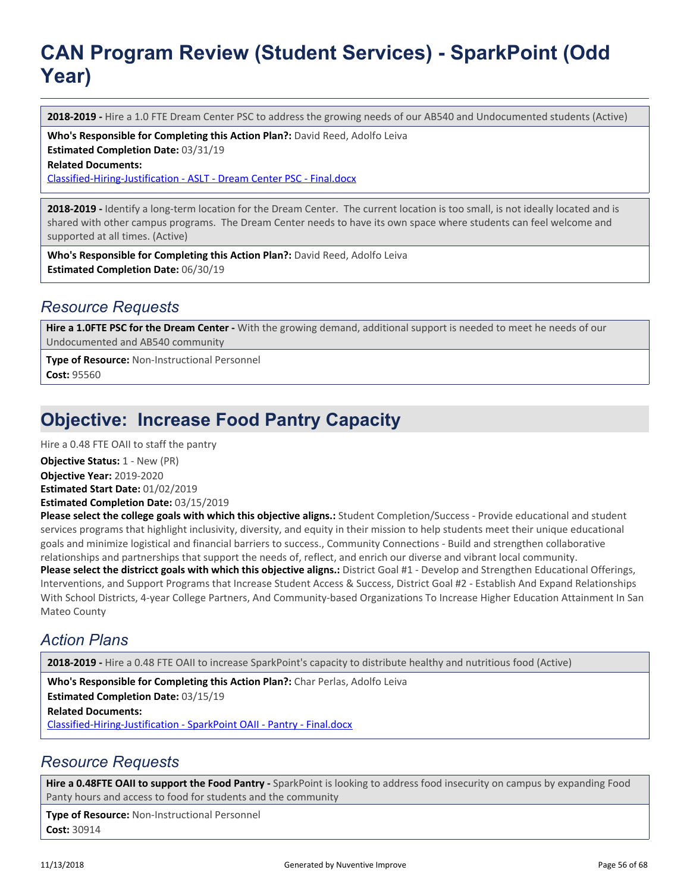# CAN Program Review (Student Services) - SparkPoint (Odd Year)

**2018-2019 -** Hire a 1.0 FTE Dream Center PSC to address the growing needs of our AB540 and Undocumented students (Active)

**Who's Responsible for Completing this Action Plan?:** David Reed, Adolfo Leiva
**Estimated Completion Date:** 03/31/19
**Related Documents:**
Classified-Hiring-Justification - ASLT - Dream Center PSC - Final.docx

**2018-2019 -** Identify a long-term location for the Dream Center. The current location is too small, is not ideally located and is shared with other campus programs. The Dream Center needs to have its own space where students can feel welcome and supported at all times. (Active)

**Who's Responsible for Completing this Action Plan?:** David Reed, Adolfo Leiva
**Estimated Completion Date:** 06/30/19

## *Resource Requests*

**Hire a 1.0FTE PSC for the Dream Center -** With the growing demand, additional support is needed to meet he needs of our Undocumented and AB540 community

**Type of Resource:** Non-Instructional Personnel
**Cost:** 95560

## Objective: Increase Food Pantry Capacity

Hire a 0.48 FTE OAII to staff the pantry

**Objective Status:** 1 - New (PR)
**Objective Year:** 2019-2020
**Estimated Start Date:** 01/02/2019
**Estimated Completion Date:** 03/15/2019
**Please select the college goals with which this objective aligns.:** Student Completion/Success - Provide educational and student services programs that highlight inclusivity, diversity, and equity in their mission to help students meet their unique educational goals and minimize logistical and financial barriers to success., Community Connections - Build and strengthen collaborative relationships and partnerships that support the needs of, reflect, and enrich our diverse and vibrant local community.
**Please select the districct goals with which this objective aligns.:** District Goal #1 - Develop and Strengthen Educational Offerings, Interventions, and Support Programs that Increase Student Access & Success, District Goal #2 - Establish And Expand Relationships With School Districts, 4-year College Partners, And Community-based Organizations To Increase Higher Education Attainment In San Mateo County

## *Action Plans*

**2018-2019 -** Hire a 0.48 FTE OAII to increase SparkPoint's capacity to distribute healthy and nutritious food (Active)

**Who's Responsible for Completing this Action Plan?:** Char Perlas, Adolfo Leiva
**Estimated Completion Date:** 03/15/19
**Related Documents:**
Classified-Hiring-Justification - SparkPoint OAII - Pantry - Final.docx

## *Resource Requests*

**Hire a 0.48FTE OAII to support the Food Pantry -** SparkPoint is looking to address food insecurity on campus by expanding Food Panty hours and access to food for students and the community

**Type of Resource:** Non-Instructional Personnel
**Cost:** 30914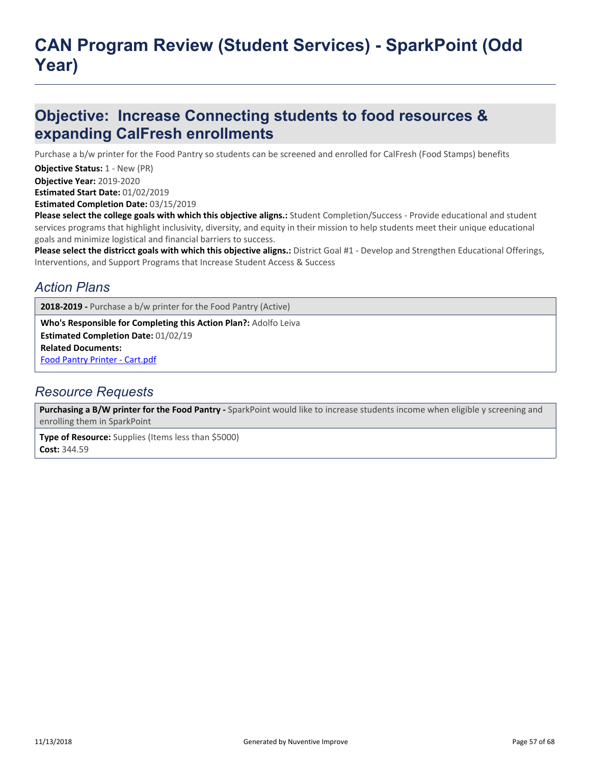# CAN Program Review (Student Services) - SparkPoint (Odd Year)

## Objective: Increase Connecting students to food resources & expanding CalFresh enrollments

Purchase a b/w printer for the Food Pantry so students can be screened and enrolled for CalFresh (Food Stamps) benefits

**Objective Status:** 1 - New (PR)

**Objective Year:** 2019-2020

**Estimated Start Date:** 01/02/2019

**Estimated Completion Date:** 03/15/2019

**Please select the college goals with which this objective aligns.:** Student Completion/Success - Provide educational and student services programs that highlight inclusivity, diversity, and equity in their mission to help students meet their unique educational goals and minimize logistical and financial barriers to success.

**Please select the districct goals with which this objective aligns.:** District Goal #1 - Develop and Strengthen Educational Offerings, Interventions, and Support Programs that Increase Student Access & Success

### *Action Plans*

**2018-2019 -** Purchase a b/w printer for the Food Pantry (Active)

**Who's Responsible for Completing this Action Plan?:** Adolfo Leiva

**Estimated Completion Date:** 01/02/19

**Related Documents:**

Food Pantry Printer - Cart.pdf

### *Resource Requests*

**Purchasing a B/W printer for the Food Pantry -** SparkPoint would like to increase students income when eligible y screening and enrolling them in SparkPoint

**Type of Resource:** Supplies (Items less than $5000)

**Cost:** 344.59